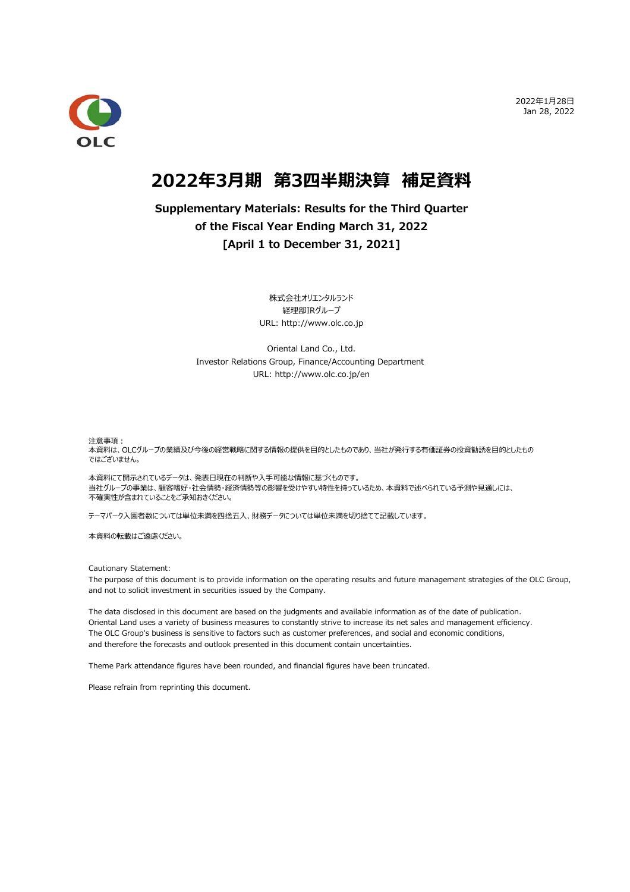OLC

2022年1月28日
Jan 28, 2022

# 2022年3月期 第3四半期決算 補足資料

**Supplementary Materials: Results for the Third Quarter of the Fiscal Year Ending March 31, 2022 [April 1 to December 31, 2021]**

株式会社オリエンタルランド
経理部IRグループ
URL: http://www.olc.co.jp

Oriental Land Co., Ltd.
Investor Relations Group, Finance/Accounting Department
URL: http://www.olc.co.jp/en

注意事項：
本資料は、OLCグループの業績及び今後の経営戦略に関する情報の提供を目的としたものであり、当社が発行する有価証券の投資勧誘を目的としたものではございません。

本資料にて開示されているデータは、発表日現在の判断や入手可能な情報に基づくものです。
当社グループの事業は、顧客嗜好・社会情勢・経済情勢等の影響を受けやすい特性を持っているため、本資料で述べられている予測や見通しには、不確実性が含まれていることをご承知おきください。

テーマパーク入園者数については単位未満を四捨五入、財務データについては単位未満を切り捨てて記載しています。

本資料の転載はご遠慮ください。

Cautionary Statement:
The purpose of this document is to provide information on the operating results and future management strategies of the OLC Group, and not to solicit investment in securities issued by the Company.

The data disclosed in this document are based on the judgments and available information as of the date of publication.
Oriental Land uses a variety of business measures to constantly strive to increase its net sales and management efficiency.
The OLC Group's business is sensitive to factors such as customer preferences, and social and economic conditions, and therefore the forecasts and outlook presented in this document contain uncertainties.

Theme Park attendance figures have been rounded, and financial figures have been truncated.

Please refrain from reprinting this document.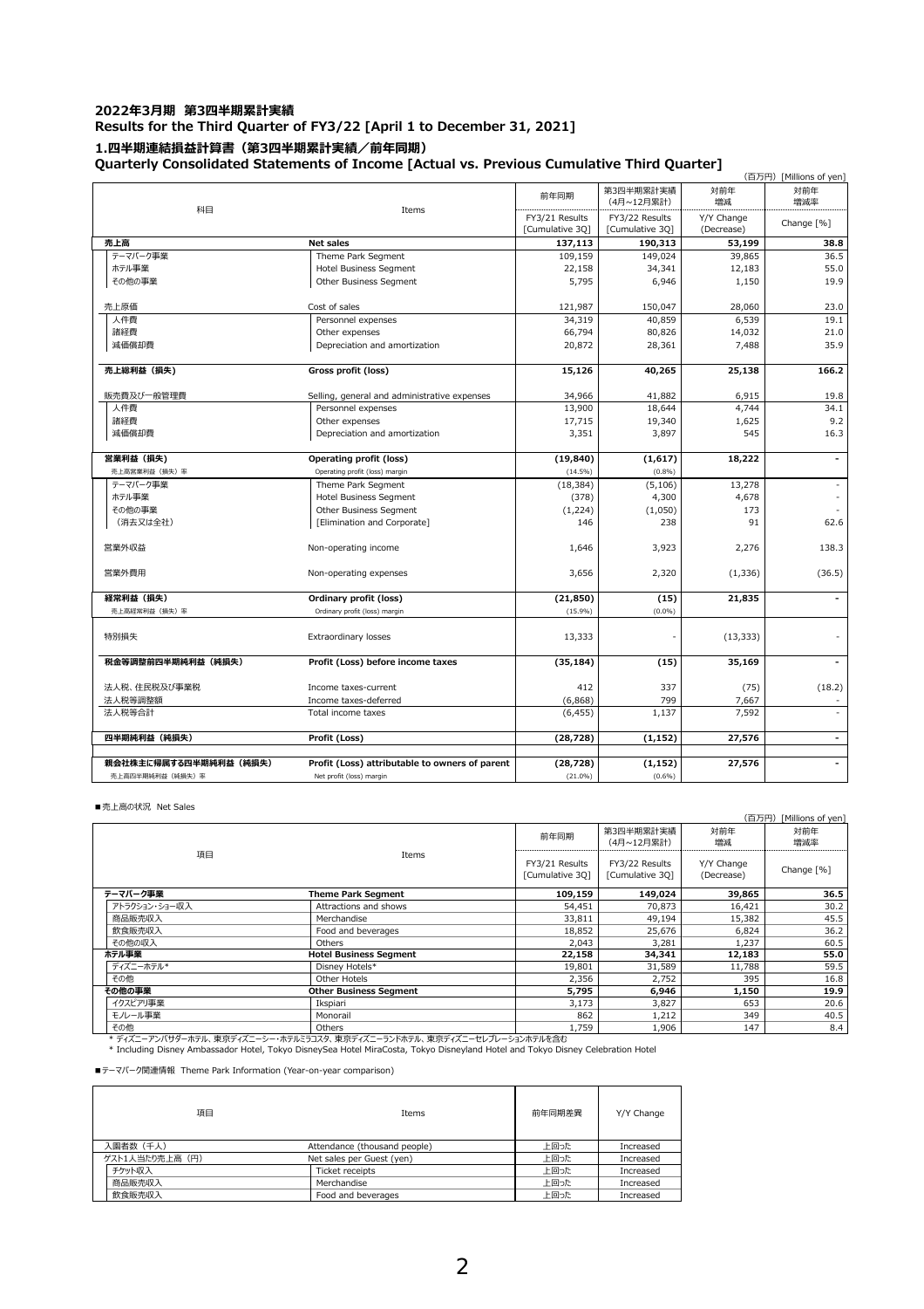## 2022年3月期 第3四半期累計実績
## Results for the Third Quarter of FY3/22 [April 1 to December 31, 2021]

### 1.四半期連結損益計算書（第3四半期累計実績／前年同期）
### Quarterly Consolidated Statements of Income [Actual vs. Previous Cumulative Third Quarter]

(百万円) [Millions of yen]

| 科目 | Items | 前年同期<br>FY3/21 Results [Cumulative 3Q] | 第3四半期累計実績 (4月～12月累計)<br>FY3/22 Results [Cumulative 3Q] | 対前年増減<br>Y/Y Change (Decrease) | 対前年増減率<br>Change [%] |
|---|---|---|---|---|---|
| **売上高** | **Net sales** | **137,113** | **190,313** | **53,199** | **38.8** |
| テーマパーク事業 | Theme Park Segment | 109,159 | 149,024 | 39,865 | 36.5 |
| ホテル事業 | Hotel Business Segment | 22,158 | 34,341 | 12,183 | 55.0 |
| その他の事業 | Other Business Segment | 5,795 | 6,946 | 1,150 | 19.9 |
| 売上原価 | Cost of sales | 121,987 | 150,047 | 28,060 | 23.0 |
| 人件費 | Personnel expenses | 34,319 | 40,859 | 6,539 | 19.1 |
| 諸経費 | Other expenses | 66,794 | 80,826 | 14,032 | 21.0 |
| 減価償却費 | Depreciation and amortization | 20,872 | 28,361 | 7,488 | 35.9 |
| **売上総利益（損失）** | **Gross profit (loss)** | **15,126** | **40,265** | **25,138** | **166.2** |
| 販売費及び一般管理費 | Selling, general and administrative expenses | 34,966 | 41,882 | 6,915 | 19.8 |
| 人件費 | Personnel expenses | 13,900 | 18,644 | 4,744 | 34.1 |
| 諸経費 | Other expenses | 17,715 | 19,340 | 1,625 | 9.2 |
| 減価償却費 | Depreciation and amortization | 3,351 | 3,897 | 545 | 16.3 |
| **営業利益（損失）** | **Operating profit (loss)** | **(19,840)** | **(1,617)** | **18,222** | **-** |
| 売上高営業利益（損失）率 | Operating profit (loss) margin | (14.5%) | (0.8%) | | |
| テーマパーク事業 | Theme Park Segment | (18,384) | (5,106) | 13,278 | - |
| ホテル事業 | Hotel Business Segment | (378) | 4,300 | 4,678 | - |
| その他の事業 | Other Business Segment | (1,224) | (1,050) | 173 | - |
| （消去又は全社） | [Elimination and Corporate] | 146 | 238 | 91 | 62.6 |
| 営業外収益 | Non-operating income | 1,646 | 3,923 | 2,276 | 138.3 |
| 営業外費用 | Non-operating expenses | 3,656 | 2,320 | (1,336) | (36.5) |
| **経常利益（損失）** | **Ordinary profit (loss)** | **(21,850)** | **(15)** | **21,835** | **-** |
| 売上高経常利益（損失）率 | Ordinary profit (loss) margin | (15.9%) | (0.0%) | | |
| 特別損失 | Extraordinary losses | 13,333 | - | (13,333) | - |
| **税金等調整前四半期純利益（純損失）** | **Profit (Loss) before income taxes** | **(35,184)** | **(15)** | **35,169** | **-** |
| 法人税、住民税及び事業税 | Income taxes-current | 412 | 337 | (75) | (18.2) |
| 法人税等調整額 | Income taxes-deferred | (6,868) | 799 | 7,667 | - |
| 法人税等合計 | Total income taxes | (6,455) | 1,137 | 7,592 | - |
| **四半期純利益（純損失）** | **Profit (Loss)** | **(28,728)** | **(1,152)** | **27,576** | **-** |
| **親会社株主に帰属する四半期純利益（純損失）** | **Profit (Loss) attributable to owners of parent** | **(28,728)** | **(1,152)** | **27,576** | **-** |
| 売上高四半期純利益（純損失）率 | Net profit (loss) margin | (21.0%) | (0.6%) | | |

■売上高の状況 Net Sales

(百万円) [Millions of yen]

| 項目 | Items | 前年同期<br>FY3/21 Results [Cumulative 3Q] | 第3四半期累計実績 (4月～12月累計)<br>FY3/22 Results [Cumulative 3Q] | 対前年増減<br>Y/Y Change (Decrease) | 対前年増減率<br>Change [%] |
|---|---|---|---|---|---|
| **テーマパーク事業** | **Theme Park Segment** | **109,159** | **149,024** | **39,865** | **36.5** |
| アトラクション・ショー収入 | Attractions and shows | 54,451 | 70,873 | 16,421 | 30.2 |
| 商品販売収入 | Merchandise | 33,811 | 49,194 | 15,382 | 45.5 |
| 飲食販売収入 | Food and beverages | 18,852 | 25,676 | 6,824 | 36.2 |
| その他の収入 | Others | 2,043 | 3,281 | 1,237 | 60.5 |
| **ホテル事業** | **Hotel Business Segment** | **22,158** | **34,341** | **12,183** | **55.0** |
| ディズニーホテル* | Disney Hotels* | 19,801 | 31,589 | 11,788 | 59.5 |
| その他 | Other Hotels | 2,356 | 2,752 | 395 | 16.8 |
| **その他の事業** | **Other Business Segment** | **5,795** | **6,946** | **1,150** | **19.9** |
| イクスピアリ事業 | Ikspiari | 3,173 | 3,827 | 653 | 20.6 |
| モノレール事業 | Monorail | 862 | 1,212 | 349 | 40.5 |
| その他 | Others | 1,759 | 1,906 | 147 | 8.4 |

* ディズニーアンバサダーホテル、東京ディズニーシー・ホテルミラコスタ、東京ディズニーランドホテル、東京ディズニーセレブレーションホテルを含む
* Including Disney Ambassador Hotel, Tokyo DisneySea Hotel MiraCosta, Tokyo Disneyland Hotel and Tokyo Disney Celebration Hotel

■テーマパーク関連情報 Theme Park Information (Year-on-year comparison)

| 項目 | Items | 前年同期差異 | Y/Y Change |
|---|---|---|---|
| 入園者数（千人） | Attendance (thousand people) | 上回った | Increased |
| ゲスト1人当たり売上高（円） | Net sales per Guest (yen) | 上回った | Increased |
| チケット収入 | Ticket receipts | 上回った | Increased |
| 商品販売収入 | Merchandise | 上回った | Increased |
| 飲食販売収入 | Food and beverages | 上回った | Increased |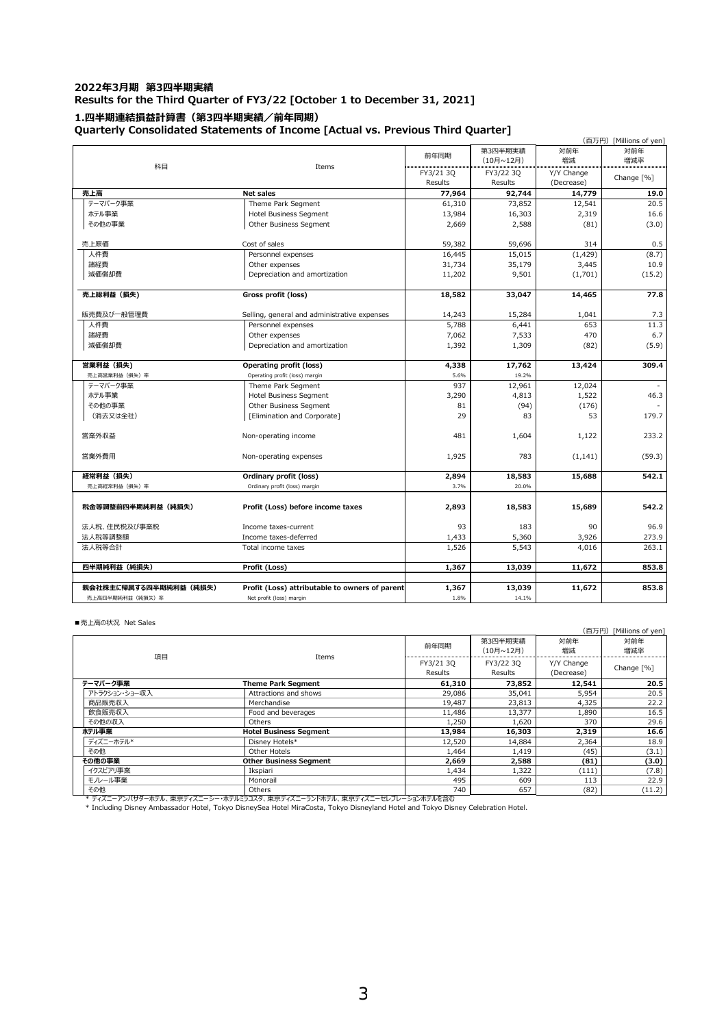## 2022年3月期 第3四半期実績
## Results for the Third Quarter of FY3/22 [October 1 to December 31, 2021]

### 1.四半期連結損益計算書（第3四半期実績／前年同期）
### Quarterly Consolidated Statements of Income [Actual vs. Previous Third Quarter]

（百万円）[Millions of yen]

| 科目 | Items | 前年同期 FY3/21 3Q Results | 第3四半期実績（10月～12月） FY3/22 3Q Results | 対前年増減 Y/Y Change (Decrease) | 対前年増減率 Change [%] |
|---|---|---|---|---|---|
| **売上高** | **Net sales** | **77,964** | **92,744** | **14,779** | **19.0** |
| テーマパーク事業 | Theme Park Segment | 61,310 | 73,852 | 12,541 | 20.5 |
| ホテル事業 | Hotel Business Segment | 13,984 | 16,303 | 2,319 | 16.6 |
| その他の事業 | Other Business Segment | 2,669 | 2,588 | (81) | (3.0) |
| 売上原価 | Cost of sales | 59,382 | 59,696 | 314 | 0.5 |
| 人件費 | Personnel expenses | 16,445 | 15,015 | (1,429) | (8.7) |
| 諸経費 | Other expenses | 31,734 | 35,179 | 3,445 | 10.9 |
| 減価償却費 | Depreciation and amortization | 11,202 | 9,501 | (1,701) | (15.2) |
| **売上総利益（損失）** | **Gross profit (loss)** | **18,582** | **33,047** | **14,465** | **77.8** |
| 販売費及び一般管理費 | Selling, general and administrative expenses | 14,243 | 15,284 | 1,041 | 7.3 |
| 人件費 | Personnel expenses | 5,788 | 6,441 | 653 | 11.3 |
| 諸経費 | Other expenses | 7,062 | 7,533 | 470 | 6.7 |
| 減価償却費 | Depreciation and amortization | 1,392 | 1,309 | (82) | (5.9) |
| **営業利益（損失）** | **Operating profit (loss)** | **4,338** | **17,762** | **13,424** | **309.4** |
| 売上高営業利益（損失）率 | Operating profit (loss) margin | 5.6% | 19.2% | | |
| テーマパーク事業 | Theme Park Segment | 937 | 12,961 | 12,024 | - |
| ホテル事業 | Hotel Business Segment | 3,290 | 4,813 | 1,522 | 46.3 |
| その他の事業 | Other Business Segment | 81 | (94) | (176) | - |
| （消去又は全社） | [Elimination and Corporate] | 29 | 83 | 53 | 179.7 |
| 営業外収益 | Non-operating income | 481 | 1,604 | 1,122 | 233.2 |
| 営業外費用 | Non-operating expenses | 1,925 | 783 | (1,141) | (59.3) |
| **経常利益（損失）** | **Ordinary profit (loss)** | **2,894** | **18,583** | **15,688** | **542.1** |
| 売上高経常利益（損失）率 | Ordinary profit (loss) margin | 3.7% | 20.0% | | |
| **税金等調整前四半期純利益（純損失）** | **Profit (Loss) before income taxes** | **2,893** | **18,583** | **15,689** | **542.2** |
| 法人税、住民税及び事業税 | Income taxes-current | 93 | 183 | 90 | 96.9 |
| 法人税等調整額 | Income taxes-deferred | 1,433 | 5,360 | 3,926 | 273.9 |
| 法人税等合計 | Total income taxes | 1,526 | 5,543 | 4,016 | 263.1 |
| **四半期純利益（純損失）** | **Profit (Loss)** | **1,367** | **13,039** | **11,672** | **853.8** |
| **親会社株主に帰属する四半期純利益（純損失）** | **Profit (Loss) attributable to owners of parent** | **1,367** | **13,039** | **11,672** | **853.8** |
| 売上高四半期純利益（純損失）率 | Net profit (loss) margin | 1.8% | 14.1% | | |

■売上高の状況 Net Sales

（百万円）[Millions of yen]

| 項目 | Items | 前年同期 FY3/21 3Q Results | 第3四半期実績（10月～12月） FY3/22 3Q Results | 対前年増減 Y/Y Change (Decrease) | 対前年増減率 Change [%] |
|---|---|---|---|---|---|
| **テーマパーク事業** | **Theme Park Segment** | **61,310** | **73,852** | **12,541** | **20.5** |
| アトラクション・ショー収入 | Attractions and shows | 29,086 | 35,041 | 5,954 | 20.5 |
| 商品販売収入 | Merchandise | 19,487 | 23,813 | 4,325 | 22.2 |
| 飲食販売収入 | Food and beverages | 11,486 | 13,377 | 1,890 | 16.5 |
| その他の収入 | Others | 1,250 | 1,620 | 370 | 29.6 |
| **ホテル事業** | **Hotel Business Segment** | **13,984** | **16,303** | **2,319** | **16.6** |
| ディズニーホテル* | Disney Hotels* | 12,520 | 14,884 | 2,364 | 18.9 |
| その他 | Other Hotels | 1,464 | 1,419 | (45) | (3.1) |
| **その他の事業** | **Other Business Segment** | **2,669** | **2,588** | **(81)** | **(3.0)** |
| イクスピアリ事業 | Ikspiari | 1,434 | 1,322 | (111) | (7.8) |
| モノレール事業 | Monorail | 495 | 609 | 113 | 22.9 |
| その他 | Others | 740 | 657 | (82) | (11.2) |

* ディズニーアンバサダーホテル、東京ディズニーシー・ホテルミラコスタ、東京ディズニーランドホテル、東京ディズニーセレブレーションホテルを含む

* Including Disney Ambassador Hotel, Tokyo DisneySea Hotel MiraCosta, Tokyo Disneyland Hotel and Tokyo Disney Celebration Hotel.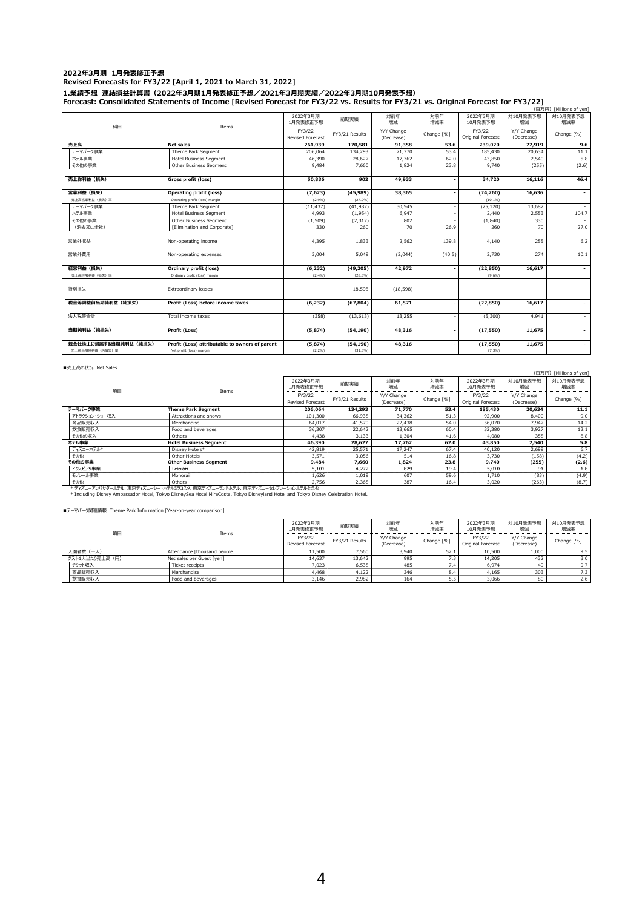## 2022年3月期 1月発表修正予想
### Revised Forecasts for FY3/22 [April 1, 2021 to March 31, 2022]

### 1.業績予想 連結損益計算書（2022年3月期1月発表修正予想／2021年3月期実績／2022年3月期10月発表予想）
### Forecast: Consolidated Statements of Income [Revised Forecast for FY3/22 vs. Results for FY3/21 vs. Original Forecast for FY3/22]

(百万円) [Millions of yen]

| 科目 | Items | 2022年3月期 1月発表修正予想 FY3/22 Revised Forecast | 前期実績 FY3/21 Results | 対前年 増減 Y/Y Change (Decrease) | 対前年 増減率 Change [%] | 2022年3月期 10月発表予想 FY3/22 Original Forecast | 対10月発表予想 増減 Y/Y Change (Decrease) | 対10月発表予想 増減率 Change [%] |
|---|---|---|---|---|---|---|---|---|
| **売上高** | **Net sales** | **261,939** | **170,581** | **91,358** | **53.6** | **239,020** | **22,919** | **9.6** |
| テーマパーク事業 | Theme Park Segment | 206,064 | 134,293 | 71,770 | 53.4 | 185,430 | 20,634 | 11.1 |
| ホテル事業 | Hotel Business Segment | 46,390 | 28,627 | 17,762 | 62.0 | 43,850 | 2,540 | 5.8 |
| その他の事業 | Other Business Segment | 9,484 | 7,660 | 1,824 | 23.8 | 9,740 | (255) | (2.6) |
| **売上総利益（損失）** | **Gross profit (loss)** | **50,836** | **902** | **49,933** | **-** | **34,720** | **16,116** | **46.4** |
| **営業利益（損失）** | **Operating profit (loss)** | **(7,623)** | **(45,989)** | **38,365** | **-** | **(24,260)** | **16,636** | **-** |
| 売上高営業利益（損失）率 | Operating profit (loss) margin | (2.9%) | (27.0%) | | | (10.1%) | | |
| テーマパーク事業 | Theme Park Segment | (11,437) | (41,982) | 30,545 | - | (25,120) | 13,682 | - |
| ホテル事業 | Hotel Business Segment | 4,993 | (1,954) | 6,947 | - | 2,440 | 2,553 | 104.7 |
| その他の事業 | Other Business Segment | (1,509) | (2,312) | 802 | - | (1,840) | 330 | - |
| （消去又は全社） | [Elimination and Corporate] | 330 | 260 | 70 | 26.9 | 260 | 70 | 27.0 |
| 営業外収益 | Non-operating income | 4,395 | 1,833 | 2,562 | 139.8 | 4,140 | 255 | 6.2 |
| 営業外費用 | Non-operating expenses | 3,004 | 5,049 | (2,044) | (40.5) | 2,730 | 274 | 10.1 |
| **経常利益（損失）** | **Ordinary profit (loss)** | **(6,232)** | **(49,205)** | **42,972** | **-** | **(22,850)** | **16,617** | **-** |
| 売上高経常利益（損失）率 | Ordinary profit (loss) margin | (2.4%) | (28.8%) | | | (9.6%) | | |
| 特別損失 | Extraordinary losses | - | 18,598 | (18,598) | - | - | - | - |
| **税金等調整前当期純利益（純損失）** | **Profit (Loss) before income taxes** | **(6,232)** | **(67,804)** | **61,571** | **-** | **(22,850)** | **16,617** | **-** |
| 法人税等合計 | Total income taxes | (358) | (13,613) | 13,255 | - | (5,300) | 4,941 | - |
| **当期純利益（純損失）** | **Profit (Loss)** | **(5,874)** | **(54,190)** | **48,316** | **-** | **(17,550)** | **11,675** | **-** |
| **親会社株主に帰属する当期純利益（純損失）** | **Profit (Loss) attributable to owners of parent** | **(5,874)** | **(54,190)** | **48,316** | **-** | **(17,550)** | **11,675** | **-** |
| 売上高当期純利益（純損失）率 | Net profit (loss) margin | (2.2%) | (31.8%) | | | (7.3%) | | |

■売上高の状況 Net Sales

(百万円) [Millions of yen]

| 項目 | Items | 2022年3月期 1月発表修正予想 FY3/22 Revised Forecast | 前期実績 FY3/21 Results | 対前年 増減 Y/Y Change (Decrease) | 対前年 増減率 Change [%] | 2022年3月期 10月発表予想 FY3/22 Original Forecast | 対10月発表予想 増減 Y/Y Change (Decrease) | 対10月発表予想 増減率 Change [%] |
|---|---|---|---|---|---|---|---|---|
| **テーマパーク事業** | **Theme Park Segment** | **206,064** | **134,293** | **71,770** | **53.4** | **185,430** | **20,634** | **11.1** |
| アトラクション・ショー収入 | Attractions and shows | 101,300 | 66,938 | 34,362 | 51.3 | 92,900 | 8,400 | 9.0 |
| 商品販売収入 | Merchandise | 64,017 | 41,579 | 22,438 | 54.0 | 56,070 | 7,947 | 14.2 |
| 飲食販売収入 | Food and beverages | 36,307 | 22,642 | 13,665 | 60.4 | 32,380 | 3,927 | 12.1 |
| その他の収入 | Others | 4,438 | 3,133 | 1,304 | 41.6 | 4,080 | 358 | 8.8 |
| **ホテル事業** | **Hotel Business Segment** | **46,390** | **28,627** | **17,762** | **62.0** | **43,850** | **2,540** | **5.8** |
| ディズニーホテル* | Disney Hotels* | 42,819 | 25,571 | 17,247 | 67.4 | 40,120 | 2,699 | 6.7 |
| その他 | Other Hotels | 3,571 | 3,056 | 514 | 16.8 | 3,730 | (158) | (4.2) |
| **その他の事業** | **Other Business Segment** | **9,484** | **7,660** | **1,824** | **23.8** | **9,740** | **(255)** | **(2.6)** |
| イクスピアリ事業 | Ikspiari | 5,101 | 4,272 | 829 | 19.4 | 5,010 | 91 | 1.8 |
| モノレール事業 | Monorail | 1,626 | 1,019 | 607 | 59.6 | 1,710 | (83) | (4.9) |
| その他 | Others | 2,756 | 2,368 | 387 | 16.4 | 3,020 | (263) | (8.7) |

\* ディズニーアンバサダーホテル、東京ディズニーシー・ホテルミラコスタ、東京ディズニーランドホテル、東京ディズニーセレブレーションホテルを含む

\* Including Disney Ambassador Hotel, Tokyo DisneySea Hotel MiraCosta, Tokyo Disneyland Hotel and Tokyo Disney Celebration Hotel.

■テーマパーク関連情報 Theme Park Information [Year-on-year comparison]

| 項目 | Items | 2022年3月期 1月発表修正予想 FY3/22 Revised Forecast | 前期実績 FY3/21 Results | 対前年 増減 Y/Y Change (Decrease) | 対前年 増減率 Change [%] | 2022年3月期 10月発表予想 FY3/22 Original Forecast | 対10月発表予想 増減 Y/Y Change (Decrease) | 対10月発表予想 増減率 Change [%] |
|---|---|---|---|---|---|---|---|---|
| 入園者数（千人） | Attendance [thousand people] | 11,500 | 7,560 | 3,940 | 52.1 | 10,500 | 1,000 | 9.5 |
| ゲスト1人当たり売上高（円） | Net sales per Guest [yen] | 14,637 | 13,642 | 995 | 7.3 | 14,205 | 432 | 3.0 |
| チケット収入 | Ticket receipts | 7,023 | 6,538 | 485 | 7.4 | 6,974 | 49 | 0.7 |
| 商品販売収入 | Merchandise | 4,468 | 4,122 | 346 | 8.4 | 4,165 | 303 | 7.3 |
| 飲食販売収入 | Food and beverages | 3,146 | 2,982 | 164 | 5.5 | 3,066 | 80 | 2.6 |